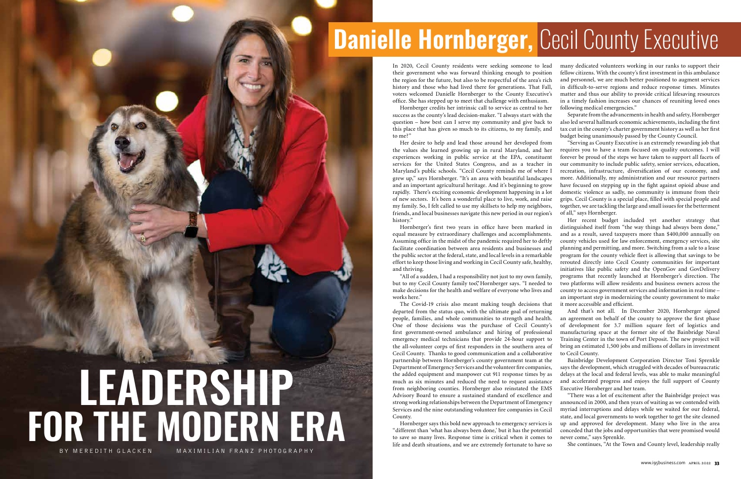# Danielle Hornberger, Cecil County Executive

# LEADERSHIP FOR THE MODERN ERA

BY MEREDITH GLACKEN  MAXIMILIAN FRANZ PHOTOGRAPHY

In 2020, Cecil County residents were seeking someone to lead their government who was forward thinking enough to position the region for the future, but also to be respectful of the area's rich history and those who had lived there for generations. That Fall, voters welcomed Danielle Hornberger to the County Executive's office. She has stepped up to meet that challenge with enthusiasm.

Hornberger credits her intrinsic call to service as central to her success as the county's lead decision-maker. "I always start with the question – how best can I serve my community and give back to this place that has given so much to its citizens, to my family, and to me?"

Her desire to help and lead those around her developed from the values she learned growing up in rural Maryland, and her experiences working in public service at the EPA, constituent services for the United States Congress, and as a teacher in Maryland's public schools. "Cecil County reminds me of where I grew up," says Hornberger. "It's an area with beautiful landscapes and an important agricultural heritage. And it's beginning to grow rapidly. There's exciting economic development happening in a lot of new sectors. It's been a wonderful place to live, work, and raise my family. So, I felt called to use my skillsets to help my neighbors, friends, and local businesses navigate this new period in our region's history."

Hornberger's first two years in office have been marked in equal measure by extraordinary challenges and accomplishments. Assuming office in the midst of the pandemic required her to deftly facilitate coordination between area residents and businesses and the public sector at the federal, state, and local levels in a remarkable effort to keep those living and working in Cecil County safe, healthy, and thriving.

"All of a sudden, I had a responsibility not just to my own family, but to my Cecil County family too," Hornberger says. "I needed to make decisions for the health and welfare of everyone who lives and works here."

The Covid-19 crisis also meant making tough decisions that departed from the status quo, with the ultimate goal of returning people, families, and whole communities to strength and health. One of those decisions was the purchase of Cecil County's first government-owned ambulance and hiring of professional emergency medical technicians that provide 24-hour support to the all-volunteer corps of first responders in the southern area of Cecil County. Thanks to good communication and a collaborative partnership between Hornberger's county government team at the Department of Emergency Services and the volunteer fire companies, the added equipment and manpower cut 911 response times by as much as six minutes and reduced the need to request assistance from neighboring counties. Hornberger also reinstated the EMS Advisory Board to ensure a sustained standard of excellence and strong working relationships between the Department of Emergency Services and the nine outstanding volunteer fire companies in Cecil County.

Hornberger says this bold new approach to emergency services is "different than 'what has always been done,' but it has the potential to save so many lives. Response time is critical when it comes to life and death situations, and we are extremely fortunate to have so many dedicated volunteers working in our ranks to support their fellow citizens. With the county's first investment in this ambulance and personnel, we are much better positioned to augment services in difficult-to-serve regions and reduce response times. Minutes matter and thus our ability to provide critical lifesaving resources in a timely fashion increases our chances of reuniting loved ones following medical emergencies."

Separate from the advancements in health and safety, Hornberger also led several hallmark economic achievements, including the first tax cut in the county's charter government history as well as her first budget being unanimously passed by the County Council.

"Serving as County Executive is an extremely rewarding job that requires you to have a team focused on quality outcomes. I will forever be proud of the steps we have taken to support all facets of our community to include public safety, senior services, education, recreation, infrastructure, diversification of our economy, and more. Additionally, my administration and our resource partners have focused on stepping up in the fight against opioid abuse and domestic violence as sadly, no community is immune from their grips. Cecil County is a special place, filled with special people and together, we are tackling the large and small issues for the betterment of all," says Hornberger.

Her recent budget included yet another strategy that distinguished itself from "the way things had always been done," and as a result, saved taxpayers more than $400,000 annually on county vehicles used for law enforcement, emergency services, site planning and permitting, and more. Switching from a sale to a lease program for the county vehicle fleet is allowing that savings to be rerouted directly into Cecil County communities for important initiatives like public safety and the OpenGov and GovDelivery programs that recently launched at Hornberger's direction. The two platforms will allow residents and business owners across the county to access government services and information in real time – an important step in modernizing the county government to make it more accessible and efficient.

And that's not all. In December 2020, Hornberger signed an agreement on behalf of the county to approve the first phase of development for 3.7 million square feet of logistics and manufacturing space at the former site of the Bainbridge Naval Training Center in the town of Port Deposit. The new project will bring an estimated 1,500 jobs and millions of dollars in investment to Cecil County.

Bainbridge Development Corporation Director Toni Sprenkle says the development, which struggled with decades of bureaucratic delays at the local and federal levels, was able to make meaningful and accelerated progress and enjoys the full support of County Executive Hornberger and her team.

"There was a lot of excitement after the Bainbridge project was announced in 2000, and then years of waiting as we contended with myriad interruptions and delays while we waited for our federal, state, and local governments to work together to get the site cleaned up and approved for development. Many who live in the area conceded that the jobs and opportunities that were promised would never come," says Sprenkle.

She continues, "At the Town and County level, leadership really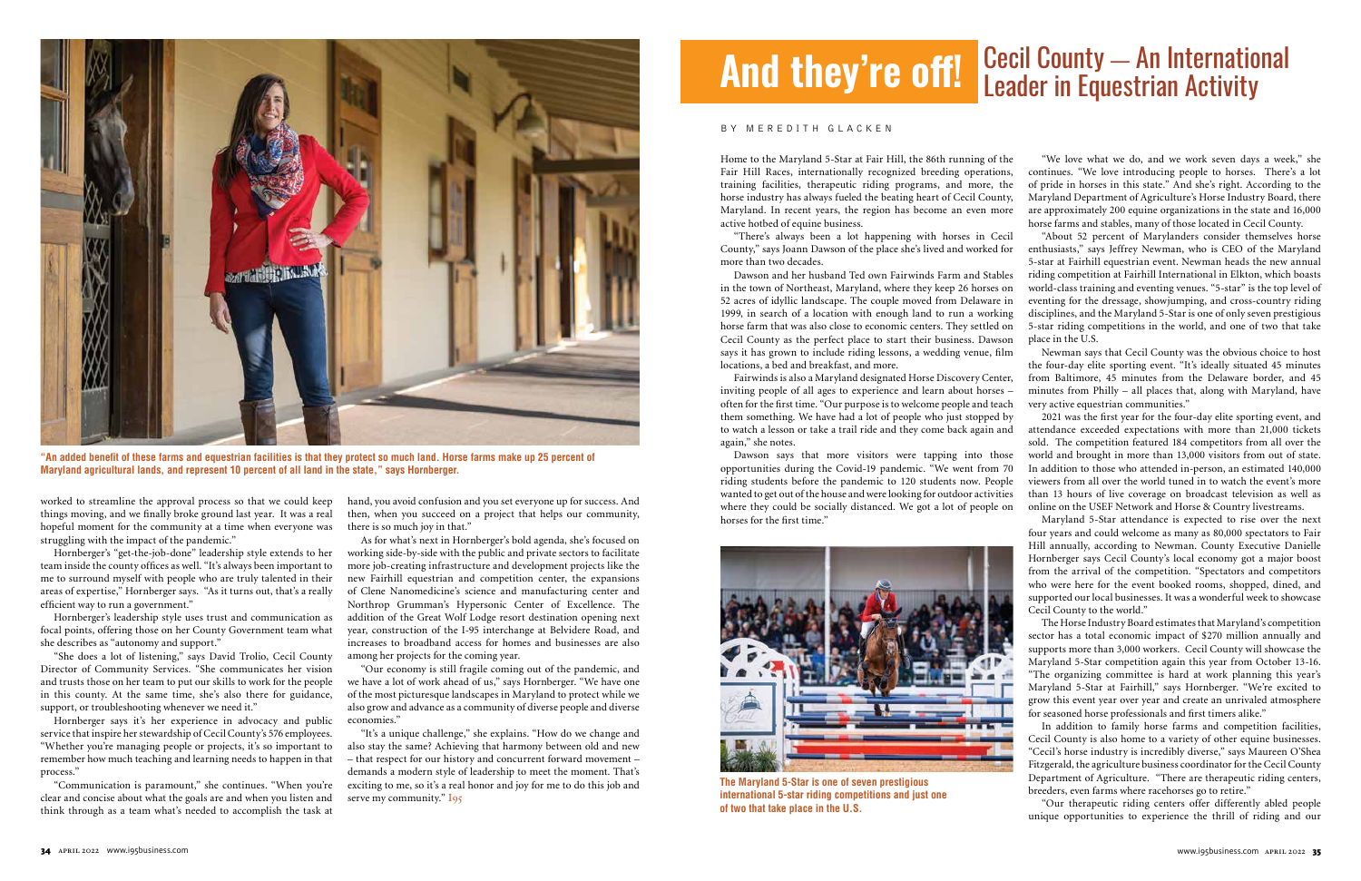"An added benefit of these farms and equestrian facilities is that they protect so much land. Horse farms make up 25 percent of Maryland agricultural lands, and represent 10 percent of all land in the state," says Hornberger.

worked to streamline the approval process so that we could keep things moving, and we finally broke ground last year. It was a real hopeful moment for the community at a time when everyone was struggling with the impact of the pandemic."

Hornberger's "get-the-job-done" leadership style extends to her team inside the county offices as well. "It's always been important to me to surround myself with people who are truly talented in their areas of expertise," Hornberger says. "As it turns out, that's a really efficient way to run a government."

Hornberger's leadership style uses trust and communication as focal points, offering those on her County Government team what she describes as "autonomy and support."

"She does a lot of listening," says David Trolio, Cecil County Director of Community Services. "She communicates her vision and trusts those on her team to put our skills to work for the people in this county. At the same time, she's also there for guidance, support, or troubleshooting whenever we need it."

Hornberger says it's her experience in advocacy and public service that inspire her stewardship of Cecil County's 576 employees. "Whether you're managing people or projects, it's so important to remember how much teaching and learning needs to happen in that process."

"Communication is paramount," she continues. "When you're clear and concise about what the goals are and when you listen and think through as a team what's needed to accomplish the task at hand, you avoid confusion and you set everyone up for success. And then, when you succeed on a project that helps our community, there is so much joy in that."

As for what's next in Hornberger's bold agenda, she's focused on working side-by-side with the public and private sectors to facilitate more job-creating infrastructure and development projects like the new Fairhill equestrian and competition center, the expansions of Clene Nanomedicine's science and manufacturing center and Northrop Grumman's Hypersonic Center of Excellence. The addition of the Great Wolf Lodge resort destination opening next year, construction of the I-95 interchange at Belvidere Road, and increases to broadband access for homes and businesses are also among her projects for the coming year.

"Our economy is still fragile coming out of the pandemic, and we have a lot of work ahead of us," says Hornberger. "We have one of the most picturesque landscapes in Maryland to protect while we also grow and advance as a community of diverse people and diverse economies."

"It's a unique challenge," she explains. "How do we change and also stay the same? Achieving that harmony between old and new – that respect for our history and concurrent forward movement – demands a modern style of leadership to meet the moment. That's exciting to me, so it's a real honor and joy for me to do this job and serve my community." I95

# And they're off! Cecil County — An International Leader in Equestrian Activity

BY MEREDITH GLACKEN

Home to the Maryland 5-Star at Fair Hill, the 86th running of the Fair Hill Races, internationally recognized breeding operations, training facilities, therapeutic riding programs, and more, the horse industry has always fueled the beating heart of Cecil County, Maryland. In recent years, the region has become an even more active hotbed of equine business.

"There's always been a lot happening with horses in Cecil County," says Joann Dawson of the place she's lived and worked for more than two decades.

Dawson and her husband Ted own Fairwinds Farm and Stables in the town of Northeast, Maryland, where they keep 26 horses on 52 acres of idyllic landscape. The couple moved from Delaware in 1999, in search of a location with enough land to run a working horse farm that was also close to economic centers. They settled on Cecil County as the perfect place to start their business. Dawson says it has grown to include riding lessons, a wedding venue, film locations, a bed and breakfast, and more.

Fairwinds is also a Maryland designated Horse Discovery Center, inviting people of all ages to experience and learn about horses – often for the first time. "Our purpose is to welcome people and teach them something. We have had a lot of people who just stopped by to watch a lesson or take a trail ride and they come back again and again," she notes.

Dawson says that more visitors were tapping into those opportunities during the Covid-19 pandemic. "We went from 70 riding students before the pandemic to 120 students now. People wanted to get out of the house and were looking for outdoor activities where they could be socially distanced. We got a lot of people on horses for the first time."

The Maryland 5-Star is one of seven prestigious international 5-star riding competitions and just one of two that take place in the U.S.

"We love what we do, and we work seven days a week," she continues. "We love introducing people to horses. There's a lot of pride in horses in this state." And she's right. According to the Maryland Department of Agriculture's Horse Industry Board, there are approximately 200 equine organizations in the state and 16,000 horse farms and stables, many of those located in Cecil County.

"About 52 percent of Marylanders consider themselves horse enthusiasts," says Jeffrey Newman, who is CEO of the Maryland 5-star at Fairhill equestrian event. Newman heads the new annual riding competition at Fairhill International in Elkton, which boasts world-class training and eventing venues. "5-star" is the top level of eventing for the dressage, showjumping, and cross-country riding disciplines, and the Maryland 5-Star is one of only seven prestigious 5-star riding competitions in the world, and one of two that take place in the U.S.

Newman says that Cecil County was the obvious choice to host the four-day elite sporting event. "It's ideally situated 45 minutes from Baltimore, 45 minutes from the Delaware border, and 45 minutes from Philly – all places that, along with Maryland, have very active equestrian communities."

2021 was the first year for the four-day elite sporting event, and attendance exceeded expectations with more than 21,000 tickets sold. The competition featured 184 competitors from all over the world and brought in more than 13,000 visitors from out of state. In addition to those who attended in-person, an estimated 140,000 viewers from all over the world tuned in to watch the event's more than 13 hours of live coverage on broadcast television as well as online on the USEF Network and Horse & Country livestreams.

Maryland 5-Star attendance is expected to rise over the next four years and could welcome as many as 80,000 spectators to Fair Hill annually, according to Newman. County Executive Danielle Hornberger says Cecil County's local economy got a major boost from the arrival of the competition. "Spectators and competitors who were here for the event booked rooms, shopped, dined, and supported our local businesses. It was a wonderful week to showcase Cecil County to the world."

The Horse Industry Board estimates that Maryland's competition sector has a total economic impact of $270 million annually and supports more than 3,000 workers. Cecil County will showcase the Maryland 5-Star competition again this year from October 13-16. "The organizing committee is hard at work planning this year's Maryland 5-Star at Fairhill," says Hornberger. "We're excited to grow this event year over year and create an unrivaled atmosphere for seasoned horse professionals and first timers alike."

In addition to family horse farms and competition facilities, Cecil County is also home to a variety of other equine businesses. "Cecil's horse industry is incredibly diverse," says Maureen O'Shea Fitzgerald, the agriculture business coordinator for the Cecil County Department of Agriculture. "There are therapeutic riding centers, breeders, even farms where racehorses go to retire."

"Our therapeutic riding centers offer differently abled people unique opportunities to experience the thrill of riding and our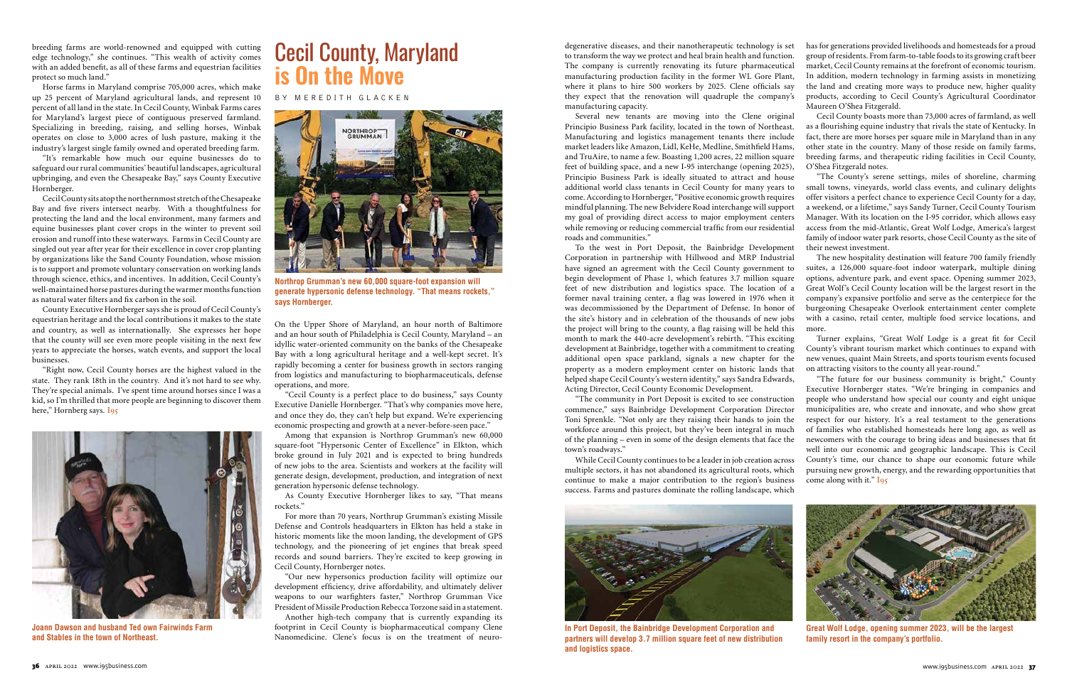breeding farms are world-renowned and equipped with cutting edge technology," she continues. "This wealth of activity comes with an added benefit, as all of these farms and equestrian facilities protect so much land."

Horse farms in Maryland comprise 705,000 acres, which make up 25 percent of Maryland agricultural lands, and represent 10 percent of all land in the state. In Cecil County, Winbak Farms cares for Maryland's largest piece of contiguous preserved farmland. Specializing in breeding, raising, and selling horses, Winbak operates on close to 3,000 acres of lush pasture, making it the industry's largest single family owned and operated breeding farm.

"It's remarkable how much our equine businesses do to safeguard our rural communities' beautiful landscapes, agricultural upbringing, and even the Chesapeake Bay," says County Executive Hornberger.

Cecil County sits atop the northernmost stretch of the Chesapeake Bay and five rivers intersect nearby. With a thoughtfulness for protecting the land and the local environment, many farmers and equine businesses plant cover crops in the winter to prevent soil erosion and runoff into these waterways. Farms in Cecil County are singled out year after year for their excellence in cover crop planting by organizations like the Sand County Foundation, whose mission is to support and promote voluntary conservation on working lands through science, ethics, and incentives. In addition, Cecil County's well-maintained horse pastures during the warmer months function as natural water filters and fix carbon in the soil.

County Executive Hornberger says she is proud of Cecil County's equestrian heritage and the local contributions it makes to the state and country, as well as internationally. She expresses her hope that the county will see even more people visiting in the next few years to appreciate the horses, watch events, and support the local businesses.

"Right now, Cecil County horses are the highest valued in the state. They rank 18th in the country. And it's not hard to see why. They're special animals. I've spent time around horses since I was a kid, so I'm thrilled that more people are beginning to discover them here," Hornberg says. I95

Joann Dawson and husband Ted own Fairwinds Farm and Stables in the town of Northeast.

# Cecil County, Maryland is On the Move

BY MEREDITH GLACKEN

Northrop Grumman's new 60,000 square-foot expansion will generate hypersonic defense technology. "That means rockets," says Hornberger.

On the Upper Shore of Maryland, an hour north of Baltimore and an hour south of Philadelphia is Cecil County, Maryland – an idyllic water-oriented community on the banks of the Chesapeake Bay with a long agricultural heritage and a well-kept secret. It's rapidly becoming a center for business growth in sectors ranging from logistics and manufacturing to biopharmaceuticals, defense operations, and more.

"Cecil County is a perfect place to do business," says County Executive Danielle Hornberger. "That's why companies move here, and once they do, they can't help but expand. We're experiencing economic prospecting and growth at a never-before-seen pace."

Among that expansion is Northrop Grumman's new 60,000 square-foot "Hypersonic Center of Excellence" in Elkton, which broke ground in July 2021 and is expected to bring hundreds of new jobs to the area. Scientists and workers at the facility will generate design, development, production, and integration of next generation hypersonic defense technology.

As County Executive Hornberger likes to say, "That means rockets."

For more than 70 years, Northrup Grumman's existing Missile Defense and Controls headquarters in Elkton has held a stake in historic moments like the moon landing, the development of GPS technology, and the pioneering of jet engines that break speed records and sound barriers. They're excited to keep growing in Cecil County, Hornberger notes.

"Our new hypersonics production facility will optimize our development efficiency, drive affordability, and ultimately deliver weapons to our warfighters faster," Northrop Grumman Vice President of Missile Production Rebecca Torzone said in a statement.

Another high-tech company that is currently expanding its footprint in Cecil County is biopharmaceutical company Clene Nanomedicine. Clene's focus is on the treatment of neuro-degenerative diseases, and their nanotherapeutic technology is set to transform the way we protect and heal brain health and function. The company is currently renovating its future pharmaceutical manufacturing production facility in the former WL Gore Plant, where it plans to hire 500 workers by 2025. Clene officials say they expect that the renovation will quadruple the company's manufacturing capacity.

Several new tenants are moving into the Clene original Principio Business Park facility, located in the town of Northeast. Manufacturing and logistics management tenants there include market leaders like Amazon, Lidl, KeHe, Medline, Smithfield Hams, and TruAire, to name a few. Boasting 1,200 acres, 22 million square feet of building space, and a new I-95 interchange (opening 2025), Principio Business Park is ideally situated to attract and house additional world class tenants in Cecil County for many years to come. According to Hornberger, "Positive economic growth requires mindful planning. The new Belvidere Road interchange will support my goal of providing direct access to major employment centers while removing or reducing commercial traffic from our residential roads and communities."

To the west in Port Deposit, the Bainbridge Development Corporation in partnership with Hillwood and MRP Industrial have signed an agreement with the Cecil County government to begin development of Phase 1, which features 3.7 million square feet of new distribution and logistics space. The location of a former naval training center, a flag was lowered in 1976 when it was decommissioned by the Department of Defense. In honor of the site's history and in celebration of the thousands of new jobs the project will bring to the county, a flag raising will be held this month to mark the 440-acre development's rebirth. "This exciting development at Bainbridge, together with a commitment to creating additional open space parkland, signals a new chapter for the property as a modern employment center on historic lands that helped shape Cecil County's western identity," says Sandra Edwards, Acting Director, Cecil County Economic Development.

"The community in Port Deposit is excited to see construction commence," says Bainbridge Development Corporation Director Toni Sprenkle. "Not only are they raising their hands to join the workforce around this project, but they've been integral in much of the planning – even in some of the design elements that face the town's roadways."

While Cecil County continues to be a leader in job creation across multiple sectors, it has not abandoned its agricultural roots, which continue to make a major contribution to the region's business success. Farms and pastures dominate the rolling landscape, which has for generations provided livelihoods and homesteads for a proud group of residents. From farm-to-table foods to its growing craft beer market, Cecil County remains at the forefront of economic tourism. In addition, modern technology in farming assists in monetizing the land and creating more ways to produce new, higher quality products, according to Cecil County's Agricultural Coordinator Maureen O'Shea Fitzgerald.

Cecil County boasts more than 73,000 acres of farmland, as well as a flourishing equine industry that rivals the state of Kentucky. In fact, there are more horses per square mile in Maryland than in any other state in the country. Many of those reside on family farms, breeding farms, and therapeutic riding facilities in Cecil County, O'Shea Fitzgerald notes.

"The County's serene settings, miles of shoreline, charming small towns, vineyards, world class events, and culinary delights offer visitors a perfect chance to experience Cecil County for a day, a weekend, or a lifetime," says Sandy Turner, Cecil County Tourism Manager. With its location on the I-95 corridor, which allows easy access from the mid-Atlantic, Great Wolf Lodge, America's largest family of indoor water park resorts, chose Cecil County as the site of their newest investment.

The new hospitality destination will feature 700 family friendly suites, a 126,000 square-foot indoor waterpark, multiple dining options, adventure park, and event space. Opening summer 2023, Great Wolf's Cecil County location will be the largest resort in the company's expansive portfolio and serve as the centerpiece for the burgeoning Chesapeake Overlook entertainment center complete with a casino, retail center, multiple food service locations, and more.

Turner explains, "Great Wolf Lodge is a great fit for Cecil County's vibrant tourism market which continues to expand with new venues, quaint Main Streets, and sports tourism events focused on attracting visitors to the county all year-round."

"The future for our business community is bright," County Executive Hornberger states. "We're bringing in companies and people who understand how special our county and eight unique municipalities are, who create and innovate, and who show great respect for our history. It's a real testament to the generations of families who established homesteads here long ago, as well as newcomers with the courage to bring ideas and businesses that fit well into our economic and geographic landscape. This is Cecil County's time, our chance to shape our economic future while pursuing new growth, energy, and the rewarding opportunities that come along with it." I95

In Port Deposit, the Bainbridge Development Corporation and partners will develop 3.7 million square feet of new distribution and logistics space.

Great Wolf Lodge, opening summer 2023, will be the largest family resort in the company's portfolio.